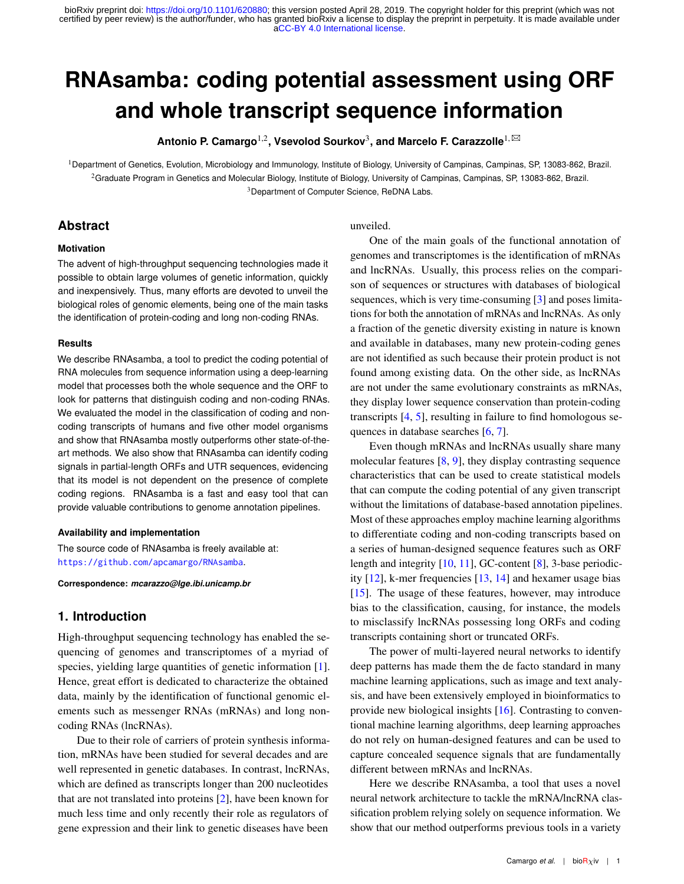# RNAsamba: coding potential assessment using ORF and whole transcript sequence information

**Antonio P. Camargo[1,2], Vsevolod Sourkov[3], and Marcelo F. Carazzolle[1,✉]**

[1]Department of Genetics, Evolution, Microbiology and Immunology, Institute of Biology, University of Campinas, Campinas, SP, 13083-862, Brazil.
[2]Graduate Program in Genetics and Molecular Biology, Institute of Biology, University of Campinas, Campinas, SP, 13083-862, Brazil.
[3]Department of Computer Science, ReDNA Labs.

## Abstract

### Motivation

The advent of high-throughput sequencing technologies made it possible to obtain large volumes of genetic information, quickly and inexpensively. Thus, many efforts are devoted to unveil the biological roles of genomic elements, being one of the main tasks the identification of protein-coding and long non-coding RNAs.

### Results

We describe RNAsamba, a tool to predict the coding potential of RNA molecules from sequence information using a deep-learning model that processes both the whole sequence and the ORF to look for patterns that distinguish coding and non-coding RNAs. We evaluated the model in the classification of coding and non-coding transcripts of humans and five other model organisms and show that RNAsamba mostly outperforms other state-of-the-art methods. We also show that RNAsamba can identify coding signals in partial-length ORFs and UTR sequences, evidencing that its model is not dependent on the presence of complete coding regions. RNAsamba is a fast and easy tool that can provide valuable contributions to genome annotation pipelines.

### Availability and implementation

The source code of RNAsamba is freely available at: https://github.com/apcamargo/RNAsamba.

**Correspondence:** ***mcarazzo@lge.ibi.unicamp.br***

## 1. Introduction

High-throughput sequencing technology has enabled the sequencing of genomes and transcriptomes of a myriad of species, yielding large quantities of genetic information [1]. Hence, great effort is dedicated to characterize the obtained data, mainly by the identification of functional genomic elements such as messenger RNAs (mRNAs) and long non-coding RNAs (lncRNAs).

Due to their role of carriers of protein synthesis information, mRNAs have been studied for several decades and are well represented in genetic databases. In contrast, lncRNAs, which are defined as transcripts longer than 200 nucleotides that are not translated into proteins [2], have been known for much less time and only recently their role as regulators of gene expression and their link to genetic diseases have been unveiled.

One of the main goals of the functional annotation of genomes and transcriptomes is the identification of mRNAs and lncRNAs. Usually, this process relies on the comparison of sequences or structures with databases of biological sequences, which is very time-consuming [3] and poses limitations for both the annotation of mRNAs and lncRNAs. As only a fraction of the genetic diversity existing in nature is known and available in databases, many new protein-coding genes are not identified as such because their protein product is not found among existing data. On the other side, as lncRNAs are not under the same evolutionary constraints as mRNAs, they display lower sequence conservation than protein-coding transcripts [4, 5], resulting in failure to find homologous sequences in database searches [6, 7].

Even though mRNAs and lncRNAs usually share many molecular features [8, 9], they display contrasting sequence characteristics that can be used to create statistical models that can compute the coding potential of any given transcript without the limitations of database-based annotation pipelines. Most of these approaches employ machine learning algorithms to differentiate coding and non-coding transcripts based on a series of human-designed sequence features such as ORF length and integrity [10, 11], GC-content [8], 3-base periodicity [12], k-mer frequencies [13, 14] and hexamer usage bias [15]. The usage of these features, however, may introduce bias to the classification, causing, for instance, the models to misclassify lncRNAs possessing long ORFs and coding transcripts containing short or truncated ORFs.

The power of multi-layered neural networks to identify deep patterns has made them the de facto standard in many machine learning applications, such as image and text analysis, and have been extensively employed in bioinformatics to provide new biological insights [16]. Contrasting to conventional machine learning algorithms, deep learning approaches do not rely on human-designed features and can be used to capture concealed sequence signals that are fundamentally different between mRNAs and lncRNAs.

Here we describe RNAsamba, a tool that uses a novel neural network architecture to tackle the mRNA/lncRNA classification problem relying solely on sequence information. We show that our method outperforms previous tools in a variety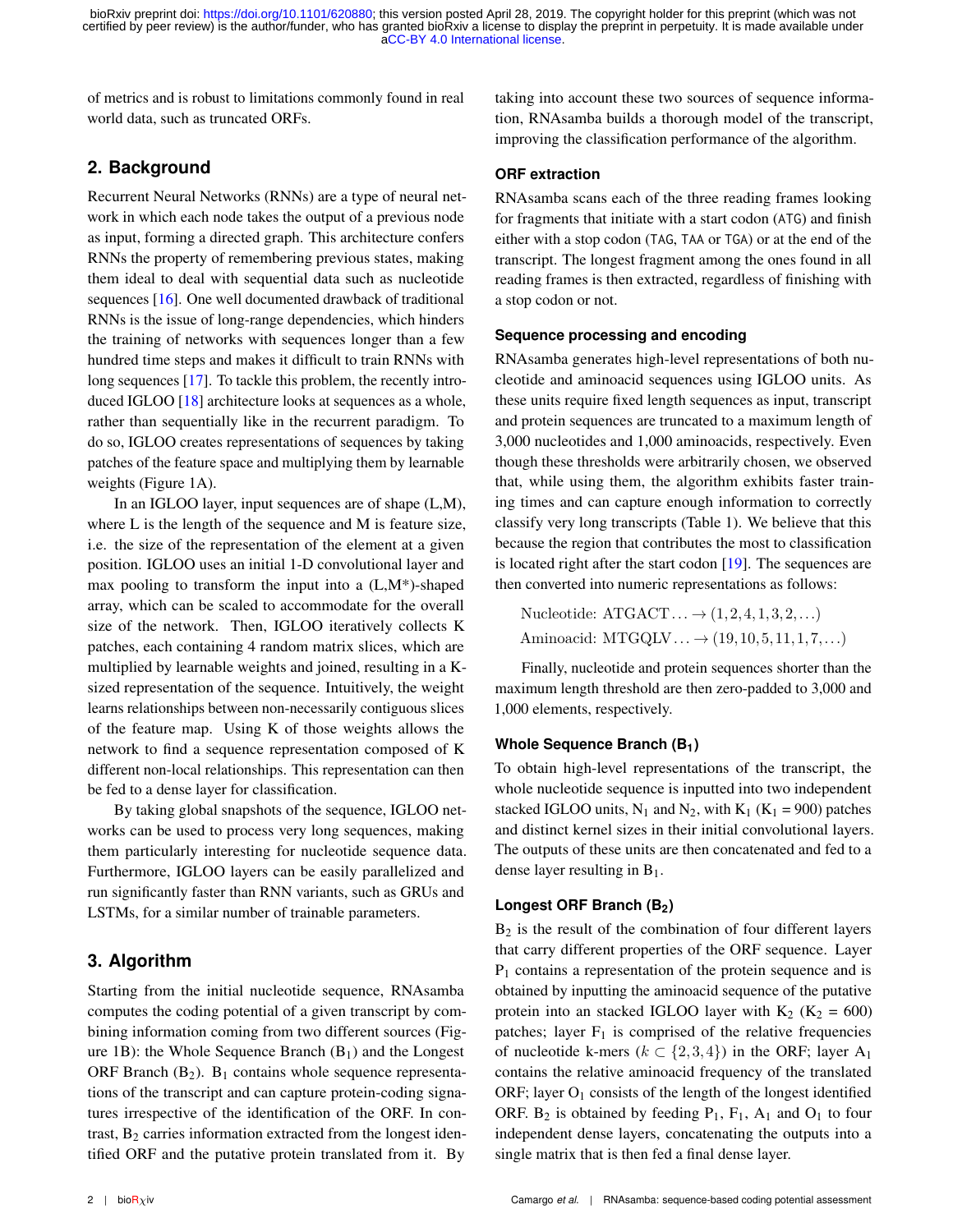of metrics and is robust to limitations commonly found in real world data, such as truncated ORFs.

## 2. Background

Recurrent Neural Networks (RNNs) are a type of neural network in which each node takes the output of a previous node as input, forming a directed graph. This architecture confers RNNs the property of remembering previous states, making them ideal to deal with sequential data such as nucleotide sequences [16]. One well documented drawback of traditional RNNs is the issue of long-range dependencies, which hinders the training of networks with sequences longer than a few hundred time steps and makes it difficult to train RNNs with long sequences [17]. To tackle this problem, the recently introduced IGLOO [18] architecture looks at sequences as a whole, rather than sequentially like in the recurrent paradigm. To do so, IGLOO creates representations of sequences by taking patches of the feature space and multiplying them by learnable weights (Figure 1A).

In an IGLOO layer, input sequences are of shape (L,M), where L is the length of the sequence and M is feature size, i.e. the size of the representation of the element at a given position. IGLOO uses an initial 1-D convolutional layer and max pooling to transform the input into a (L,M*)-shaped array, which can be scaled to accommodate for the overall size of the network. Then, IGLOO iteratively collects K patches, each containing 4 random matrix slices, which are multiplied by learnable weights and joined, resulting in a K-sized representation of the sequence. Intuitively, the weight learns relationships between non-necessarily contiguous slices of the feature map. Using K of those weights allows the network to find a sequence representation composed of K different non-local relationships. This representation can then be fed to a dense layer for classification.

By taking global snapshots of the sequence, IGLOO networks can be used to process very long sequences, making them particularly interesting for nucleotide sequence data. Furthermore, IGLOO layers can be easily parallelized and run significantly faster than RNN variants, such as GRUs and LSTMs, for a similar number of trainable parameters.

## 3. Algorithm

Starting from the initial nucleotide sequence, RNAsamba computes the coding potential of a given transcript by combining information coming from two different sources (Figure 1B): the Whole Sequence Branch ($B_1$) and the Longest ORF Branch ($B_2$). $B_1$ contains whole sequence representations of the transcript and can capture protein-coding signatures irrespective of the identification of the ORF. In contrast, $B_2$ carries information extracted from the longest identified ORF and the putative protein translated from it. By taking into account these two sources of sequence information, RNAsamba builds a thorough model of the transcript, improving the classification performance of the algorithm.

### ORF extraction

RNAsamba scans each of the three reading frames looking for fragments that initiate with a start codon (`ATG`) and finish either with a stop codon (`TAG`, `TAA` or `TGA`) or at the end of the transcript. The longest fragment among the ones found in all reading frames is then extracted, regardless of finishing with a stop codon or not.

### Sequence processing and encoding

RNAsamba generates high-level representations of both nucleotide and aminoacid sequences using IGLOO units. As these units require fixed length sequences as input, transcript and protein sequences are truncated to a maximum length of 3,000 nucleotides and 1,000 aminoacids, respectively. Even though these thresholds were arbitrarily chosen, we observed that, while using them, the algorithm exhibits faster training times and can capture enough information to correctly classify very long transcripts (Table 1). We believe that this because the region that contributes the most to classification is located right after the start codon [19]. The sequences are then converted into numeric representations as follows:

$$\text{Nucleotide: ATGACT}\ldots \rightarrow (1,2,4,1,3,2,\ldots)$$
$$\text{Aminoacid: MTGQLV}\ldots \rightarrow (19,10,5,11,1,7,\ldots)$$

Finally, nucleotide and protein sequences shorter than the maximum length threshold are then zero-padded to 3,000 and 1,000 elements, respectively.

### Whole Sequence Branch ($B_1$)

To obtain high-level representations of the transcript, the whole nucleotide sequence is inputted into two independent stacked IGLOO units, $N_1$ and $N_2$, with $K_1$ ($K_1$ = 900) patches and distinct kernel sizes in their initial convolutional layers. The outputs of these units are then concatenated and fed to a dense layer resulting in $B_1$.

### Longest ORF Branch ($B_2$)

$B_2$ is the result of the combination of four different layers that carry different properties of the ORF sequence. Layer $P_1$ contains a representation of the protein sequence and is obtained by inputting the aminoacid sequence of the putative protein into an stacked IGLOO layer with $K_2$ ($K_2$ = 600) patches; layer $F_1$ is comprised of the relative frequencies of nucleotide k-mers ($k \subset \{2,3,4\}$) in the ORF; layer $A_1$ contains the relative aminoacid frequency of the translated ORF; layer $O_1$ consists of the length of the longest identified ORF. $B_2$ is obtained by feeding $P_1$, $F_1$, $A_1$ and $O_1$ to four independent dense layers, concatenating the outputs into a single matrix that is then fed a final dense layer.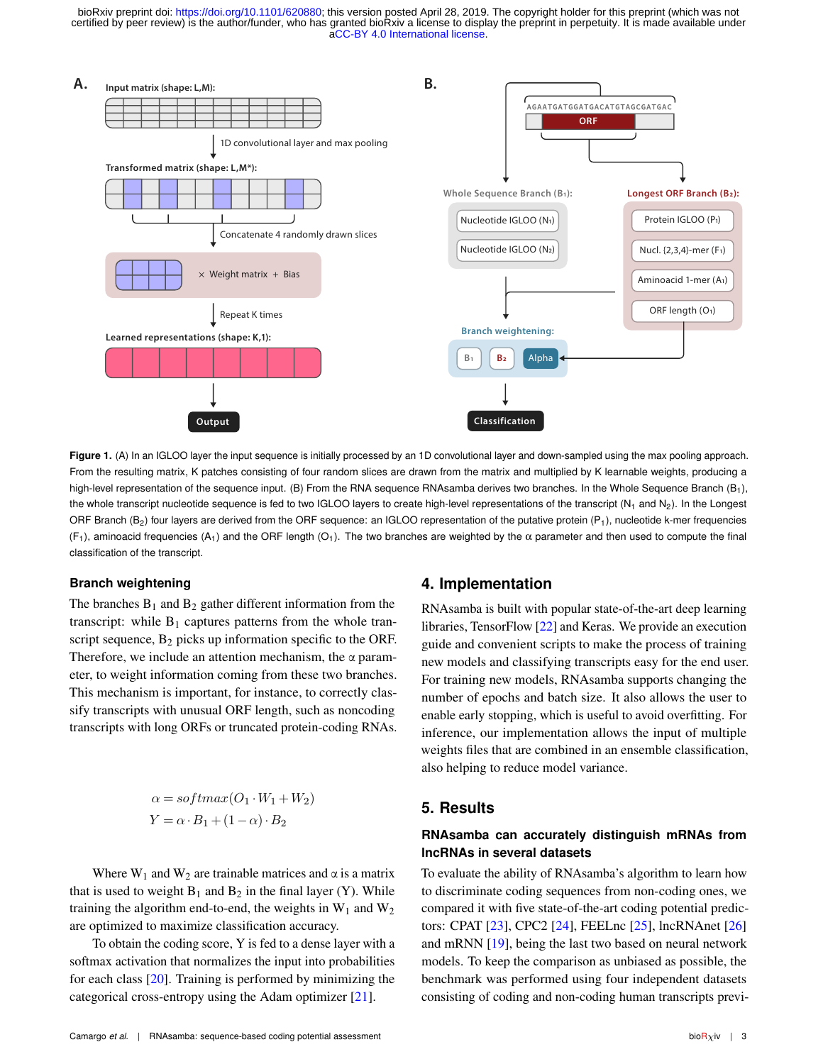**Figure 1.** (A) In an IGLOO layer the input sequence is initially processed by an 1D convolutional layer and down-sampled using the max pooling approach. From the resulting matrix, K patches consisting of four random slices are drawn from the matrix and multiplied by K learnable weights, producing a high-level representation of the sequence input. (B) From the RNA sequence RNAsamba derives two branches. In the Whole Sequence Branch ($B_1$), the whole transcript nucleotide sequence is fed to two IGLOO layers to create high-level representations of the transcript ($N_1$ and $N_2$). In the Longest ORF Branch ($B_2$) four layers are derived from the ORF sequence: an IGLOO representation of the putative protein ($P_1$), nucleotide k-mer frequencies ($F_1$), aminoacid frequencies ($A_1$) and the ORF length ($O_1$). The two branches are weighted by the $\alpha$ parameter and then used to compute the final classification of the transcript.

### Branch weightening

The branches $B_1$ and $B_2$ gather different information from the transcript: while $B_1$ captures patterns from the whole transcript sequence, $B_2$ picks up information specific to the ORF. Therefore, we include an attention mechanism, the $\alpha$ parameter, to weight information coming from these two branches. This mechanism is important, for instance, to correctly classify transcripts with unusual ORF length, such as noncoding transcripts with long ORFs or truncated protein-coding RNAs.

$$\alpha = softmax(O_1 \cdot W_1 + W_2)$$
$$Y = \alpha \cdot B_1 + (1 - \alpha) \cdot B_2$$

Where $W_1$ and $W_2$ are trainable matrices and $\alpha$ is a matrix that is used to weight $B_1$ and $B_2$ in the final layer (Y). While training the algorithm end-to-end, the weights in $W_1$ and $W_2$ are optimized to maximize classification accuracy.

To obtain the coding score, Y is fed to a dense layer with a softmax activation that normalizes the input into probabilities for each class [20]. Training is performed by minimizing the categorical cross-entropy using the Adam optimizer [21].

## 4. Implementation

RNAsamba is built with popular state-of-the-art deep learning libraries, TensorFlow [22] and Keras. We provide an execution guide and convenient scripts to make the process of training new models and classifying transcripts easy for the end user. For training new models, RNAsamba supports changing the number of epochs and batch size. It also allows the user to enable early stopping, which is useful to avoid overfitting. For inference, our implementation allows the input of multiple weights files that are combined in an ensemble classification, also helping to reduce model variance.

## 5. Results

### RNAsamba can accurately distinguish mRNAs from lncRNAs in several datasets

To evaluate the ability of RNAsamba's algorithm to learn how to discriminate coding sequences from non-coding ones, we compared it with five state-of-the-art coding potential predictors: CPAT [23], CPC2 [24], FEELnc [25], lncRNAnet [26] and mRNN [19], being the last two based on neural network models. To keep the comparison as unbiased as possible, the benchmark was performed using four independent datasets consisting of coding and non-coding human transcripts previ-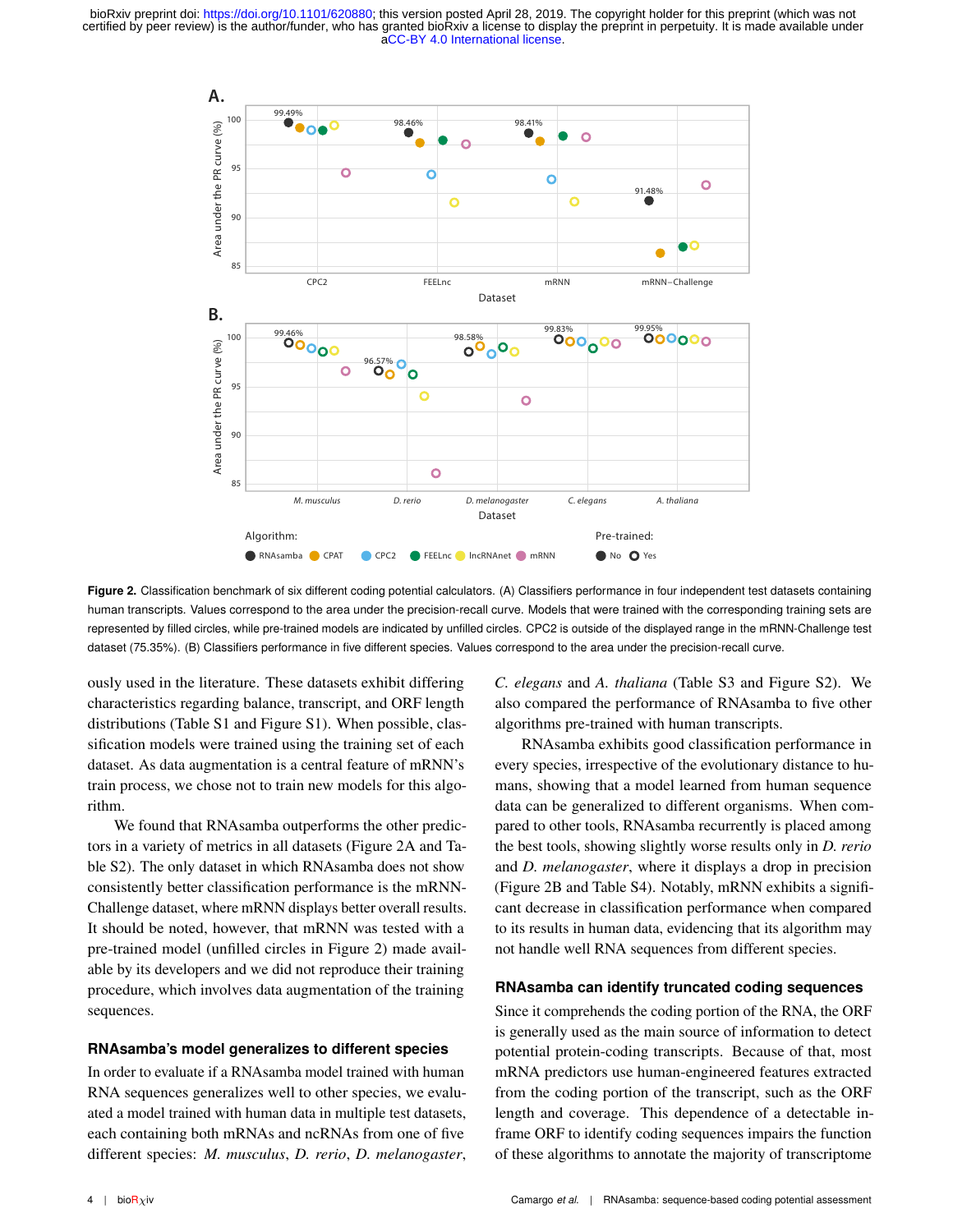**Figure 2.** Classification benchmark of six different coding potential calculators. (A) Classifiers performance in four independent test datasets containing human transcripts. Values correspond to the area under the precision-recall curve. Models that were trained with the corresponding training sets are represented by filled circles, while pre-trained models are indicated by unfilled circles. CPC2 is outside of the displayed range in the mRNN-Challenge test dataset (75.35%). (B) Classifiers performance in five different species. Values correspond to the area under the precision-recall curve.

ously used in the literature. These datasets exhibit differing characteristics regarding balance, transcript, and ORF length distributions (Table S1 and Figure S1). When possible, classification models were trained using the training set of each dataset. As data augmentation is a central feature of mRNN's train process, we chose not to train new models for this algorithm.

We found that RNAsamba outperforms the other predictors in a variety of metrics in all datasets (Figure 2A and Table S2). The only dataset in which RNAsamba does not show consistently better classification performance is the mRNN-Challenge dataset, where mRNN displays better overall results. It should be noted, however, that mRNN was tested with a pre-trained model (unfilled circles in Figure 2) made available by its developers and we did not reproduce their training procedure, which involves data augmentation of the training sequences.

### RNAsamba's model generalizes to different species

In order to evaluate if a RNAsamba model trained with human RNA sequences generalizes well to other species, we evaluated a model trained with human data in multiple test datasets, each containing both mRNAs and ncRNAs from one of five different species: *M. musculus*, *D. rerio*, *D. melanogaster*, *C. elegans* and *A. thaliana* (Table S3 and Figure S2). We also compared the performance of RNAsamba to five other algorithms pre-trained with human transcripts.

RNAsamba exhibits good classification performance in every species, irrespective of the evolutionary distance to humans, showing that a model learned from human sequence data can be generalized to different organisms. When compared to other tools, RNAsamba recurrently is placed among the best tools, showing slightly worse results only in *D. rerio* and *D. melanogaster*, where it displays a drop in precision (Figure 2B and Table S4). Notably, mRNN exhibits a significant decrease in classification performance when compared to its results in human data, evidencing that its algorithm may not handle well RNA sequences from different species.

### RNAsamba can identify truncated coding sequences

Since it comprehends the coding portion of the RNA, the ORF is generally used as the main source of information to detect potential protein-coding transcripts. Because of that, most mRNA predictors use human-engineered features extracted from the coding portion of the transcript, such as the ORF length and coverage. This dependence of a detectable in-frame ORF to identify coding sequences impairs the function of these algorithms to annotate the majority of transcriptome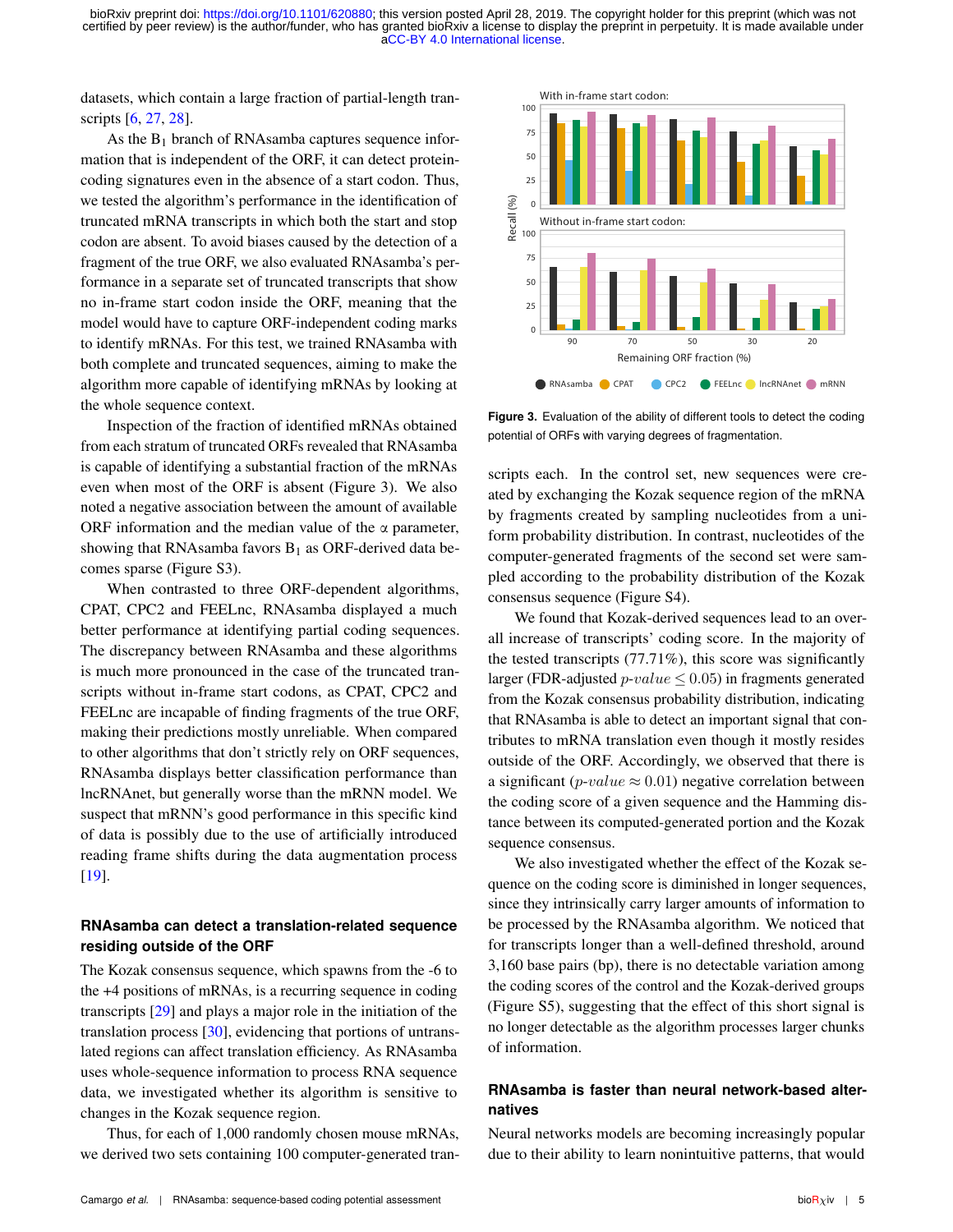datasets, which contain a large fraction of partial-length transcripts [6, 27, 28].

As the $B_1$ branch of RNAsamba captures sequence information that is independent of the ORF, it can detect protein-coding signatures even in the absence of a start codon. Thus, we tested the algorithm's performance in the identification of truncated mRNA transcripts in which both the start and stop codon are absent. To avoid biases caused by the detection of a fragment of the true ORF, we also evaluated RNAsamba's performance in a separate set of truncated transcripts that show no in-frame start codon inside the ORF, meaning that the model would have to capture ORF-independent coding marks to identify mRNAs. For this test, we trained RNAsamba with both complete and truncated sequences, aiming to make the algorithm more capable of identifying mRNAs by looking at the whole sequence context.

Inspection of the fraction of identified mRNAs obtained from each stratum of truncated ORFs revealed that RNAsamba is capable of identifying a substantial fraction of the mRNAs even when most of the ORF is absent (Figure 3). We also noted a negative association between the amount of available ORF information and the median value of the $\alpha$ parameter, showing that RNAsamba favors $B_1$ as ORF-derived data becomes sparse (Figure S3).

When contrasted to three ORF-dependent algorithms, CPAT, CPC2 and FEELnc, RNAsamba displayed a much better performance at identifying partial coding sequences. The discrepancy between RNAsamba and these algorithms is much more pronounced in the case of the truncated transcripts without in-frame start codons, as CPAT, CPC2 and FEELnc are incapable of finding fragments of the true ORF, making their predictions mostly unreliable. When compared to other algorithms that don't strictly rely on ORF sequences, RNAsamba displays better classification performance than lncRNAnet, but generally worse than the mRNN model. We suspect that mRNN's good performance in this specific kind of data is possibly due to the use of artificially introduced reading frame shifts during the data augmentation process [19].

**Figure 3.** Evaluation of the ability of different tools to detect the coding potential of ORFs with varying degrees of fragmentation.

## RNAsamba can detect a translation-related sequence residing outside of the ORF

The Kozak consensus sequence, which spawns from the -6 to the +4 positions of mRNAs, is a recurring sequence in coding transcripts [29] and plays a major role in the initiation of the translation process [30], evidencing that portions of untranslated regions can affect translation efficiency. As RNAsamba uses whole-sequence information to process RNA sequence data, we investigated whether its algorithm is sensitive to changes in the Kozak sequence region.

Thus, for each of 1,000 randomly chosen mouse mRNAs, we derived two sets containing 100 computer-generated transcripts each. In the control set, new sequences were created by exchanging the Kozak sequence region of the mRNA by fragments created by sampling nucleotides from a uniform probability distribution. In contrast, nucleotides of the computer-generated fragments of the second set were sampled according to the probability distribution of the Kozak consensus sequence (Figure S4).

We found that Kozak-derived sequences lead to an overall increase of transcripts' coding score. In the majority of the tested transcripts (77.71%), this score was significantly larger (FDR-adjusted $p\text{-}value \leq 0.05$) in fragments generated from the Kozak consensus probability distribution, indicating that RNAsamba is able to detect an important signal that contributes to mRNA translation even though it mostly resides outside of the ORF. Accordingly, we observed that there is a significant ($p\text{-}value \approx 0.01$) negative correlation between the coding score of a given sequence and the Hamming distance between its computed-generated portion and the Kozak sequence consensus.

We also investigated whether the effect of the Kozak sequence on the coding score is diminished in longer sequences, since they intrinsically carry larger amounts of information to be processed by the RNAsamba algorithm. We noticed that for transcripts longer than a well-defined threshold, around 3,160 base pairs (bp), there is no detectable variation among the coding scores of the control and the Kozak-derived groups (Figure S5), suggesting that the effect of this short signal is no longer detectable as the algorithm processes larger chunks of information.

## RNAsamba is faster than neural network-based alternatives

Neural networks models are becoming increasingly popular due to their ability to learn nonintuitive patterns, that would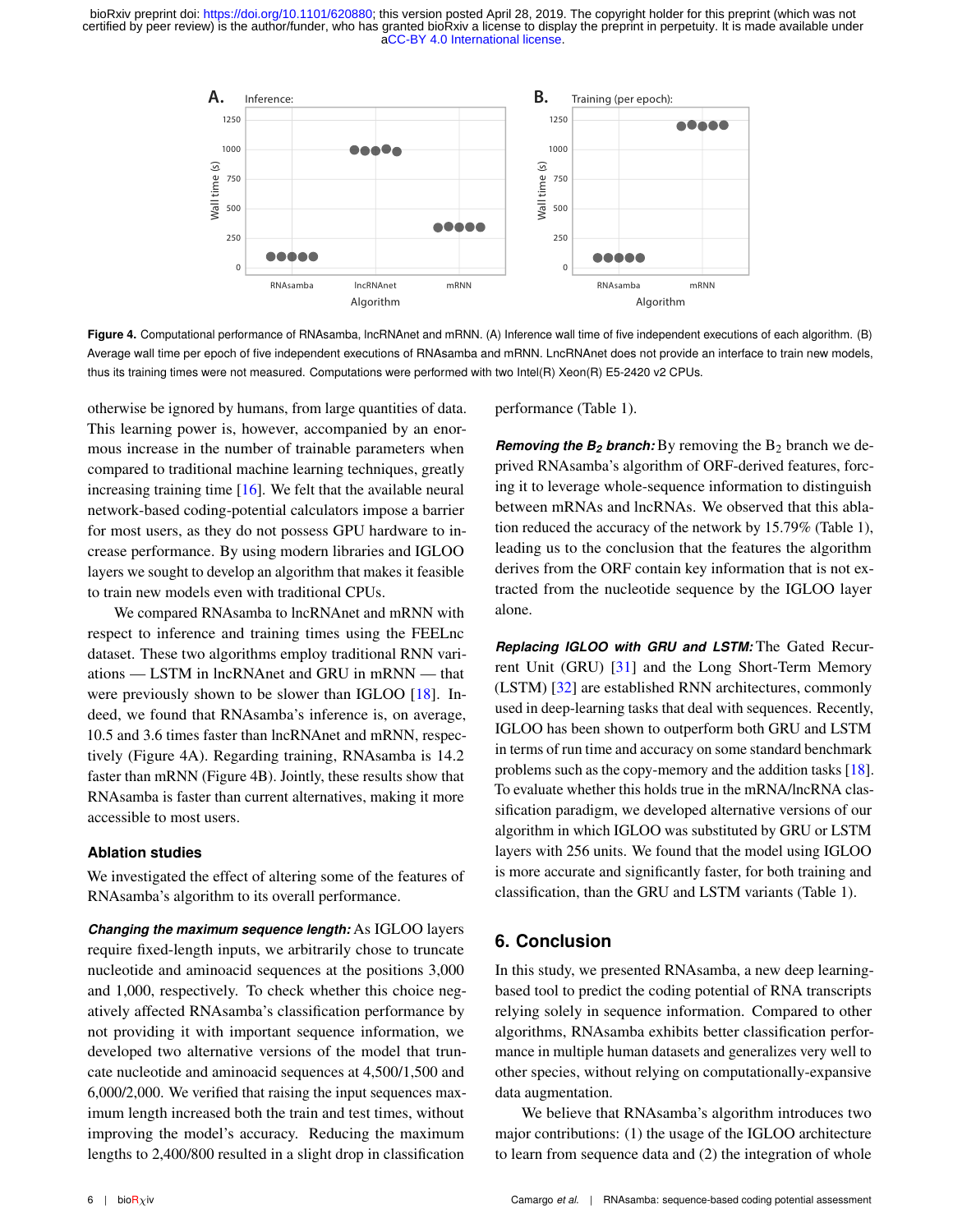**Figure 4.** Computational performance of RNAsamba, lncRNAnet and mRNN. (A) Inference wall time of five independent executions of each algorithm. (B) Average wall time per epoch of five independent executions of RNAsamba and mRNN. LncRNAnet does not provide an interface to train new models, thus its training times were not measured. Computations were performed with two Intel(R) Xeon(R) E5-2420 v2 CPUs.

otherwise be ignored by humans, from large quantities of data. This learning power is, however, accompanied by an enormous increase in the number of trainable parameters when compared to traditional machine learning techniques, greatly increasing training time [16]. We felt that the available neural network-based coding-potential calculators impose a barrier for most users, as they do not possess GPU hardware to increase performance. By using modern libraries and IGLOO layers we sought to develop an algorithm that makes it feasible to train new models even with traditional CPUs.

We compared RNAsamba to lncRNAnet and mRNN with respect to inference and training times using the FEELnc dataset. These two algorithms employ traditional RNN variations — LSTM in lncRNAnet and GRU in mRNN — that were previously shown to be slower than IGLOO [18]. Indeed, we found that RNAsamba's inference is, on average, 10.5 and 3.6 times faster than lncRNAnet and mRNN, respectively (Figure 4A). Regarding training, RNAsamba is 14.2 faster than mRNN (Figure 4B). Jointly, these results show that RNAsamba is faster than current alternatives, making it more accessible to most users.

### Ablation studies

We investigated the effect of altering some of the features of RNAsamba's algorithm to its overall performance.

***Changing the maximum sequence length:*** As IGLOO layers require fixed-length inputs, we arbitrarily chose to truncate nucleotide and aminoacid sequences at the positions 3,000 and 1,000, respectively. To check whether this choice negatively affected RNAsamba's classification performance by not providing it with important sequence information, we developed two alternative versions of the model that truncate nucleotide and aminoacid sequences at 4,500/1,500 and 6,000/2,000. We verified that raising the input sequences maximum length increased both the train and test times, without improving the model's accuracy. Reducing the maximum lengths to 2,400/800 resulted in a slight drop in classification performance (Table 1).

***Removing the $B_2$ branch:*** By removing the $B_2$ branch we deprived RNAsamba's algorithm of ORF-derived features, forcing it to leverage whole-sequence information to distinguish between mRNAs and lncRNAs. We observed that this ablation reduced the accuracy of the network by 15.79% (Table 1), leading us to the conclusion that the features the algorithm derives from the ORF contain key information that is not extracted from the nucleotide sequence by the IGLOO layer alone.

***Replacing IGLOO with GRU and LSTM:*** The Gated Recurrent Unit (GRU) [31] and the Long Short-Term Memory (LSTM) [32] are established RNN architectures, commonly used in deep-learning tasks that deal with sequences. Recently, IGLOO has been shown to outperform both GRU and LSTM in terms of run time and accuracy on some standard benchmark problems such as the copy-memory and the addition tasks [18]. To evaluate whether this holds true in the mRNA/lncRNA classification paradigm, we developed alternative versions of our algorithm in which IGLOO was substituted by GRU or LSTM layers with 256 units. We found that the model using IGLOO is more accurate and significantly faster, for both training and classification, than the GRU and LSTM variants (Table 1).

## 6. Conclusion

In this study, we presented RNAsamba, a new deep learning-based tool to predict the coding potential of RNA transcripts relying solely in sequence information. Compared to other algorithms, RNAsamba exhibits better classification performance in multiple human datasets and generalizes very well to other species, without relying on computationally-expansive data augmentation.

We believe that RNAsamba's algorithm introduces two major contributions: (1) the usage of the IGLOO architecture to learn from sequence data and (2) the integration of whole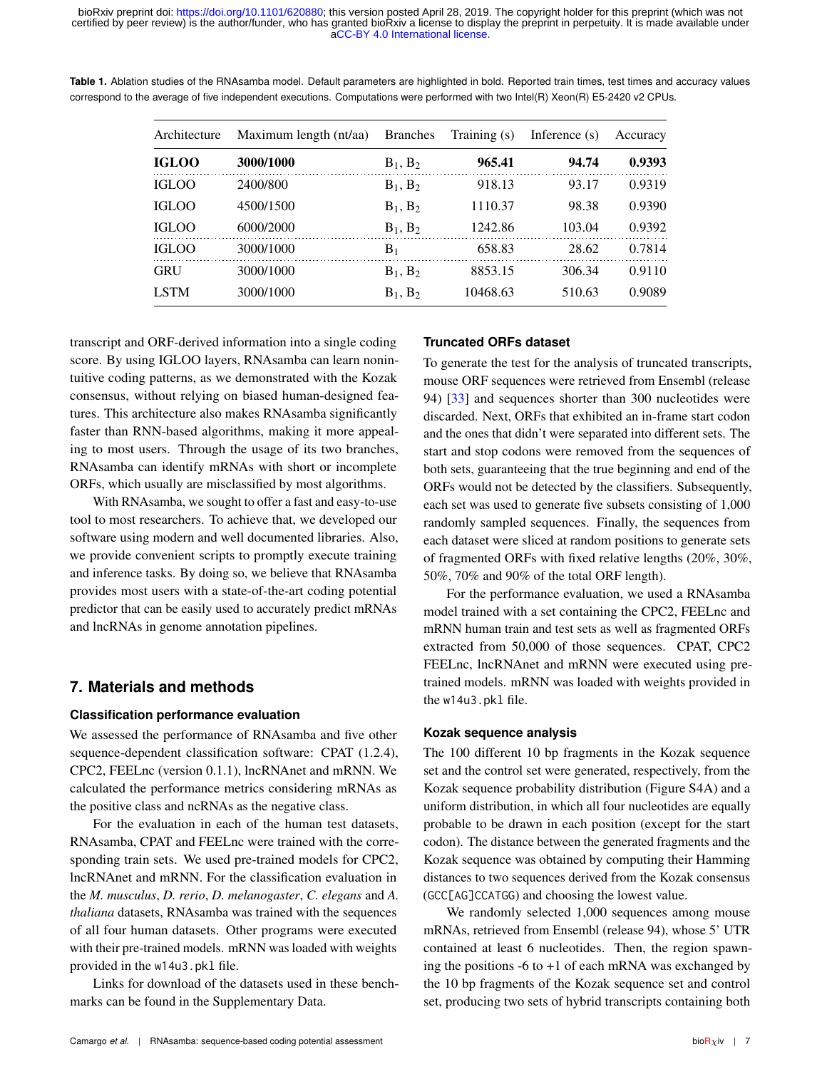**Table 1.** Ablation studies of the RNAsamba model. Default parameters are highlighted in bold. Reported train times, test times and accuracy values correspond to the average of five independent executions. Computations were performed with two Intel(R) Xeon(R) E5-2420 v2 CPUs.

| Architecture | Maximum length (nt/aa) | Branches | Training (s) | Inference (s) | Accuracy |
|---|---|---|---|---|---|
| **IGLOO** | **3000/1000** | $B_1$, $B_2$ | **965.41** | **94.74** | **0.9393** |
| IGLOO | 2400/800 | $B_1$, $B_2$ | 918.13 | 93.17 | 0.9319 |
| IGLOO | 4500/1500 | $B_1$, $B_2$ | 1110.37 | 98.38 | 0.9390 |
| IGLOO | 6000/2000 | $B_1$, $B_2$ | 1242.86 | 103.04 | 0.9392 |
| IGLOO | 3000/1000 | $B_1$ | 658.83 | 28.62 | 0.7814 |
| GRU | 3000/1000 | $B_1$, $B_2$ | 8853.15 | 306.34 | 0.9110 |
| LSTM | 3000/1000 | $B_1$, $B_2$ | 10468.63 | 510.63 | 0.9089 |

transcript and ORF-derived information into a single coding score. By using IGLOO layers, RNAsamba can learn nonintuitive coding patterns, as we demonstrated with the Kozak consensus, without relying on biased human-designed features. This architecture also makes RNAsamba significantly faster than RNN-based algorithms, making it more appealing to most users. Through the usage of its two branches, RNAsamba can identify mRNAs with short or incomplete ORFs, which usually are misclassified by most algorithms.

With RNAsamba, we sought to offer a fast and easy-to-use tool to most researchers. To achieve that, we developed our software using modern and well documented libraries. Also, we provide convenient scripts to promptly execute training and inference tasks. By doing so, we believe that RNAsamba provides most users with a state-of-the-art coding potential predictor that can be easily used to accurately predict mRNAs and lncRNAs in genome annotation pipelines.

## 7. Materials and methods

### Classification performance evaluation

We assessed the performance of RNAsamba and five other sequence-dependent classification software: CPAT (1.2.4), CPC2, FEELnc (version 0.1.1), lncRNAnet and mRNN. We calculated the performance metrics considering mRNAs as the positive class and ncRNAs as the negative class.

For the evaluation in each of the human test datasets, RNAsamba, CPAT and FEELnc were trained with the corresponding train sets. We used pre-trained models for CPC2, lncRNAnet and mRNN. For the classification evaluation in the *M. musculus*, *D. rerio*, *D. melanogaster*, *C. elegans* and *A. thaliana* datasets, RNAsamba was trained with the sequences of all four human datasets. Other programs were executed with their pre-trained models. mRNN was loaded with weights provided in the `w14u3.pkl` file.

Links for download of the datasets used in these benchmarks can be found in the Supplementary Data.

### Truncated ORFs dataset

To generate the test for the analysis of truncated transcripts, mouse ORF sequences were retrieved from Ensembl (release 94) [33] and sequences shorter than 300 nucleotides were discarded. Next, ORFs that exhibited an in-frame start codon and the ones that didn't were separated into different sets. The start and stop codons were removed from the sequences of both sets, guaranteeing that the true beginning and end of the ORFs would not be detected by the classifiers. Subsequently, each set was used to generate five subsets consisting of 1,000 randomly sampled sequences. Finally, the sequences from each dataset were sliced at random positions to generate sets of fragmented ORFs with fixed relative lengths (20%, 30%, 50%, 70% and 90% of the total ORF length).

For the performance evaluation, we used a RNAsamba model trained with a set containing the CPC2, FEELnc and mRNN human train and test sets as well as fragmented ORFs extracted from 50,000 of those sequences. CPAT, CPC2 FEELnc, lncRNAnet and mRNN were executed using pre-trained models. mRNN was loaded with weights provided in the `w14u3.pkl` file.

### Kozak sequence analysis

The 100 different 10 bp fragments in the Kozak sequence set and the control set were generated, respectively, from the Kozak sequence probability distribution (Figure S4A) and a uniform distribution, in which all four nucleotides are equally probable to be drawn in each position (except for the start codon). The distance between the generated fragments and the Kozak sequence was obtained by computing their Hamming distances to two sequences derived from the Kozak consensus (`GCC[AG]CCATGG`) and choosing the lowest value.

We randomly selected 1,000 sequences among mouse mRNAs, retrieved from Ensembl (release 94), whose 5' UTR contained at least 6 nucleotides. Then, the region spawning the positions -6 to +1 of each mRNA was exchanged by the 10 bp fragments of the Kozak sequence set and control set, producing two sets of hybrid transcripts containing both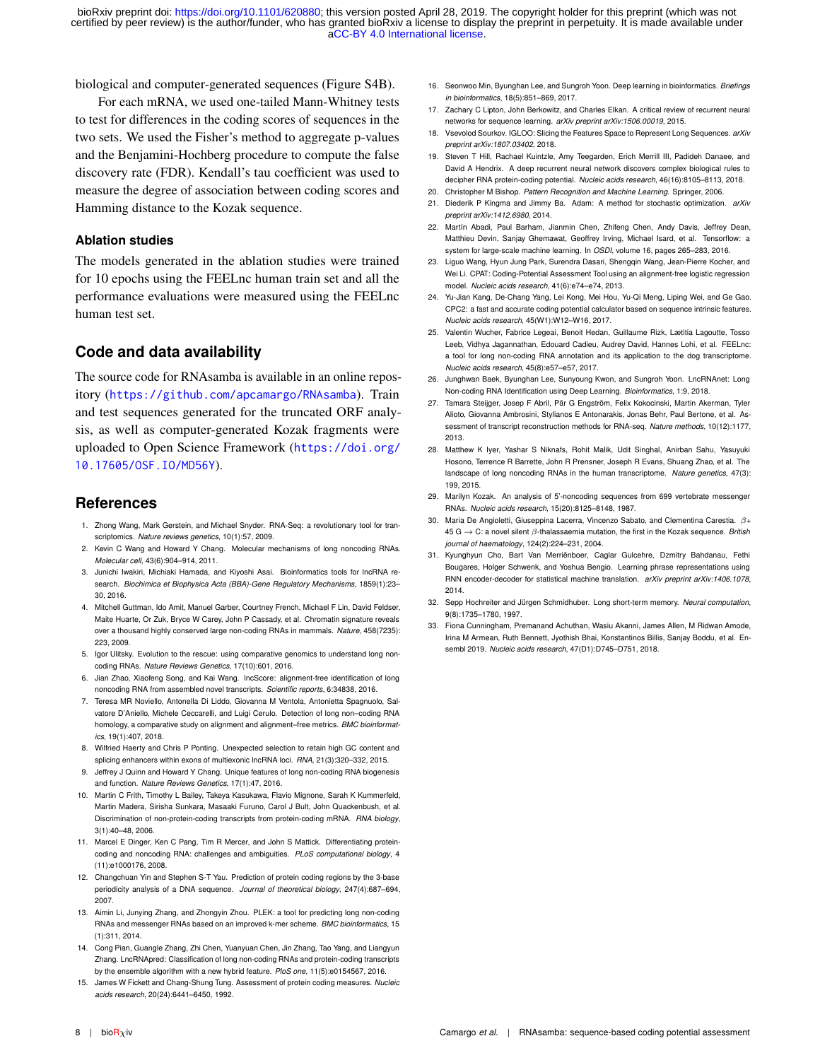biological and computer-generated sequences (Figure S4B).

For each mRNA, we used one-tailed Mann-Whitney tests to test for differences in the coding scores of sequences in the two sets. We used the Fisher's method to aggregate p-values and the Benjamini-Hochberg procedure to compute the false discovery rate (FDR). Kendall's tau coefficient was used to measure the degree of association between coding scores and Hamming distance to the Kozak sequence.

### Ablation studies

The models generated in the ablation studies were trained for 10 epochs using the FEELnc human train set and all the performance evaluations were measured using the FEELnc human test set.

## Code and data availability

The source code for RNAsamba is available in an online repository (https://github.com/apcamargo/RNAsamba). Train and test sequences generated for the truncated ORF analysis, as well as computer-generated Kozak fragments were uploaded to Open Science Framework (https://doi.org/10.17605/OSF.IO/MD56Y).

## References

1. Zhong Wang, Mark Gerstein, and Michael Snyder. RNA-Seq: a revolutionary tool for transcriptomics. *Nature reviews genetics*, 10(1):57, 2009.
2. Kevin C Wang and Howard Y Chang. Molecular mechanisms of long noncoding RNAs. *Molecular cell*, 43(6):904–914, 2011.
3. Junichi Iwakiri, Michiaki Hamada, and Kiyoshi Asai. Bioinformatics tools for lncRNA research. *Biochimica et Biophysica Acta (BBA)-Gene Regulatory Mechanisms*, 1859(1):23–30, 2016.
4. Mitchell Guttman, Ido Amit, Manuel Garber, Courtney French, Michael F Lin, David Feldser, Maite Huarte, Or Zuk, Bryce W Carey, John P Cassady, et al. Chromatin signature reveals over a thousand highly conserved large non-coding RNAs in mammals. *Nature*, 458(7235):223, 2009.
5. Igor Ulitsky. Evolution to the rescue: using comparative genomics to understand long non-coding RNAs. *Nature Reviews Genetics*, 17(10):601, 2016.
6. Jian Zhao, Xiaofeng Song, and Kai Wang. lncScore: alignment-free identification of long noncoding RNA from assembled novel transcripts. *Scientific reports*, 6:34838, 2016.
7. Teresa MR Noviello, Antonella Di Liddo, Giovanna M Ventola, Antonietta Spagnuolo, Salvatore D'Aniello, Michele Ceccarelli, and Luigi Cerulo. Detection of long non–coding RNA homology, a comparative study on alignment and alignment–free metrics. *BMC bioinformatics*, 19(1):407, 2018.
8. Wilfried Haerty and Chris P Ponting. Unexpected selection to retain high GC content and splicing enhancers within exons of multiexonic lncRNA loci. *RNA*, 21(3):320–332, 2015.
9. Jeffrey J Quinn and Howard Y Chang. Unique features of long non-coding RNA biogenesis and function. *Nature Reviews Genetics*, 17(1):47, 2016.
10. Martin C Frith, Timothy L Bailey, Takeya Kasukawa, Flavio Mignone, Sarah K Kummerfeld, Martin Madera, Sirisha Sunkara, Masaaki Furuno, Carol J Bult, John Quackenbush, et al. Discrimination of non-protein-coding transcripts from protein-coding mRNA. *RNA biology*, 3(1):40–48, 2006.
11. Marcel E Dinger, Ken C Pang, Tim R Mercer, and John S Mattick. Differentiating protein-coding and noncoding RNA: challenges and ambiguities. *PLoS computational biology*, 4(11):e1000176, 2008.
12. Changchuan Yin and Stephen S-T Yau. Prediction of protein coding regions by the 3-base periodicity analysis of a DNA sequence. *Journal of theoretical biology*, 247(4):687–694, 2007.
13. Aimin Li, Junying Zhang, and Zhongyin Zhou. PLEK: a tool for predicting long non-coding RNAs and messenger RNAs based on an improved k-mer scheme. *BMC bioinformatics*, 15(1):311, 2014.
14. Cong Pian, Guangle Zhang, Zhi Chen, Yuanyuan Chen, Jin Zhang, Tao Yang, and Liangyun Zhang. LncRNApred: Classification of long non-coding RNAs and protein-coding transcripts by the ensemble algorithm with a new hybrid feature. *PloS one*, 11(5):e0154567, 2016.
15. James W Fickett and Chang-Shung Tung. Assessment of protein coding measures. *Nucleic acids research*, 20(24):6441–6450, 1992.
16. Seonwoo Min, Byunghan Lee, and Sungroh Yoon. Deep learning in bioinformatics. *Briefings in bioinformatics*, 18(5):851–869, 2017.
17. Zachary C Lipton, John Berkowitz, and Charles Elkan. A critical review of recurrent neural networks for sequence learning. *arXiv preprint arXiv:1506.00019*, 2015.
18. Vsevolod Sourkov. IGLOO: Slicing the Features Space to Represent Long Sequences. *arXiv preprint arXiv:1807.03402*, 2018.
19. Steven T Hill, Rachael Kuintzle, Amy Teegarden, Erich Merrill III, Padideh Danaee, and David A Hendrix. A deep recurrent neural network discovers complex biological rules to decipher RNA protein-coding potential. *Nucleic acids research*, 46(16):8105–8113, 2018.
20. Christopher M Bishop. *Pattern Recognition and Machine Learning*. Springer, 2006.
21. Diederik P Kingma and Jimmy Ba. Adam: A method for stochastic optimization. *arXiv preprint arXiv:1412.6980*, 2014.
22. Martín Abadi, Paul Barham, Jianmin Chen, Zhifeng Chen, Andy Davis, Jeffrey Dean, Matthieu Devin, Sanjay Ghemawat, Geoffrey Irving, Michael Isard, et al. Tensorflow: a system for large-scale machine learning. In *OSDI*, volume 16, pages 265–283, 2016.
23. Liguo Wang, Hyun Jung Park, Surendra Dasari, Shengqin Wang, Jean-Pierre Kocher, and Wei Li. CPAT: Coding-Potential Assessment Tool using an alignment-free logistic regression model. *Nucleic acids research*, 41(6):e74–e74, 2013.
24. Yu-Jian Kang, De-Chang Yang, Lei Kong, Mei Hou, Yu-Qi Meng, Liping Wei, and Ge Gao. CPC2: a fast and accurate coding potential calculator based on sequence intrinsic features. *Nucleic acids research*, 45(W1):W12–W16, 2017.
25. Valentin Wucher, Fabrice Legeai, Benoit Hedan, Guillaume Rizk, Lætitia Lagoutte, Tosso Leeb, Vidhya Jagannathan, Edouard Cadieu, Audrey David, Hannes Lohi, et al. FEELnc: a tool for long non-coding RNA annotation and its application to the dog transcriptome. *Nucleic acids research*, 45(8):e57–e57, 2017.
26. Junghwan Baek, Byunghan Lee, Sunyoung Kwon, and Sungroh Yoon. LncRNAnet: Long Non-coding RNA Identification using Deep Learning. *Bioinformatics*, 1:9, 2018.
27. Tamara Steijger, Josep F Abril, Pär G Engström, Felix Kokocinski, Martin Akerman, Tyler Alioto, Giovanna Ambrosini, Stylianos E Antonarakis, Jonas Behr, Paul Bertone, et al. Assessment of transcript reconstruction methods for RNA-seq. *Nature methods*, 10(12):1177, 2013.
28. Matthew K Iyer, Yashar S Niknafs, Rohit Malik, Udit Singhal, Anirban Sahu, Yasuyuki Hosono, Terrence R Barrette, John R Prensner, Joseph R Evans, Shuang Zhao, et al. The landscape of long noncoding RNAs in the human transcriptome. *Nature genetics*, 47(3):199, 2015.
29. Marilyn Kozak. An analysis of 5'-noncoding sequences from 699 vertebrate messenger RNAs. *Nucleic acids research*, 15(20):8125–8148, 1987.
30. Maria De Angioletti, Giuseppina Lacerra, Vincenzo Sabato, and Clementina Carestia. $\beta$+45 G $\rightarrow$ C: a novel silent $\beta$-thalassaemia mutation, the first in the Kozak sequence. *British journal of haematology*, 124(2):224–231, 2004.
31. Kyunghyun Cho, Bart Van Merriënboer, Caglar Gulcehre, Dzmitry Bahdanau, Fethi Bougares, Holger Schwenk, and Yoshua Bengio. Learning phrase representations using RNN encoder-decoder for statistical machine translation. *arXiv preprint arXiv:1406.1078*, 2014.
32. Sepp Hochreiter and Jürgen Schmidhuber. Long short-term memory. *Neural computation*, 9(8):1735–1780, 1997.
33. Fiona Cunningham, Premanand Achuthan, Wasiu Akanni, James Allen, M Ridwan Amode, Irina M Armean, Ruth Bennett, Jyothish Bhai, Konstantinos Billis, Sanjay Boddu, et al. Ensembl 2019. *Nucleic acids research*, 47(D1):D745–D751, 2018.